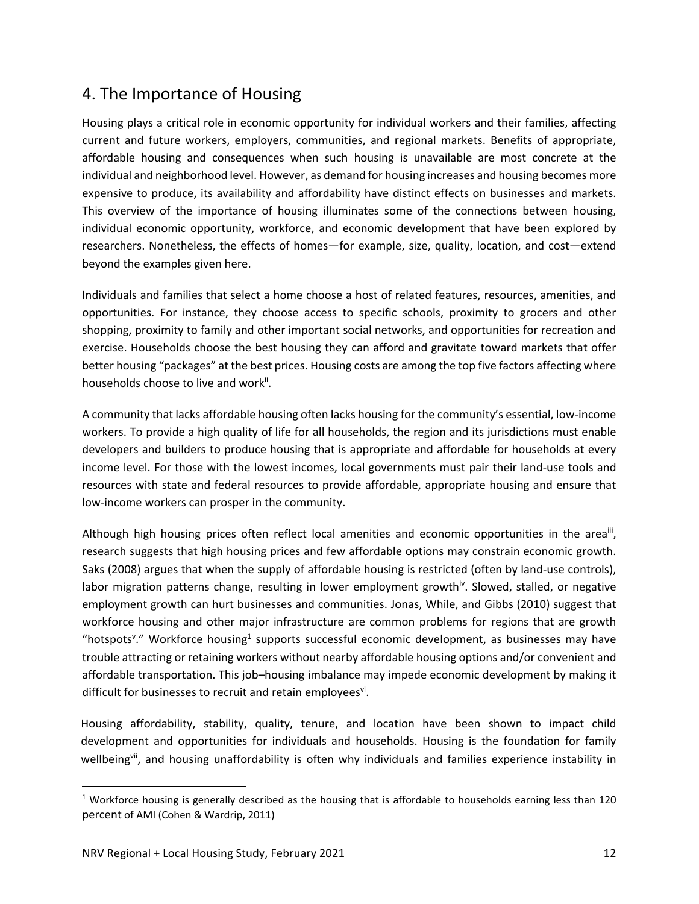## 4. The Importance of Housing

Housing plays a critical role in economic opportunity for individual workers and their families, affecting current and future workers, employers, communities, and regional markets. Benefits of appropriate, affordable housing and consequences when such housing is unavailable are most concrete at the individual and neighborhood level. However, as demand for housing increases and housing becomes more expensive to produce, its availability and affordability have distinct effects on businesses and markets. This overview of the importance of housing illuminates some of the connections between housing, individual economic opportunity, workforce, and economic development that have been explored by researchers. Nonetheless, the effects of homes—for example, size, quality, location, and cost—extend beyond the examples given here.

Individuals and families that select a home choose a host of related features, resources, amenities, and opportunities. For instance, they choose access to specific schools, proximity to grocers and other shopping, proximity to family and other important social networks, and opportunities for recreation and exercise. Households choose the best housing they can afford and gravitate toward markets that offer better housing "packages" at the best prices. Housing costs are among the top five factors affecting where households choose to live and work[ii].

A community that lacks affordable housing often lacks housing for the community's essential, low-income workers. To provide a high quality of life for all households, the region and its jurisdictions must enable developers and builders to produce housing that is appropriate and affordable for households at every income level. For those with the lowest incomes, local governments must pair their land-use tools and resources with state and federal resources to provide affordable, appropriate housing and ensure that low-income workers can prosper in the community.

Although high housing prices often reflect local amenities and economic opportunities in the area[iii], research suggests that high housing prices and few affordable options may constrain economic growth. Saks (2008) argues that when the supply of affordable housing is restricted (often by land-use controls), labor migration patterns change, resulting in lower employment growth[iv]. Slowed, stalled, or negative employment growth can hurt businesses and communities. Jonas, While, and Gibbs (2010) suggest that workforce housing and other major infrastructure are common problems for regions that are growth "hotspots[v]." Workforce housing[1] supports successful economic development, as businesses may have trouble attracting or retaining workers without nearby affordable housing options and/or convenient and affordable transportation. This job–housing imbalance may impede economic development by making it difficult for businesses to recruit and retain employees[vi].

Housing affordability, stability, quality, tenure, and location have been shown to impact child development and opportunities for individuals and households. Housing is the foundation for family wellbeing[vii], and housing unaffordability is often why individuals and families experience instability in

[1] Workforce housing is generally described as the housing that is affordable to households earning less than 120 percent of AMI (Cohen & Wardrip, 2011)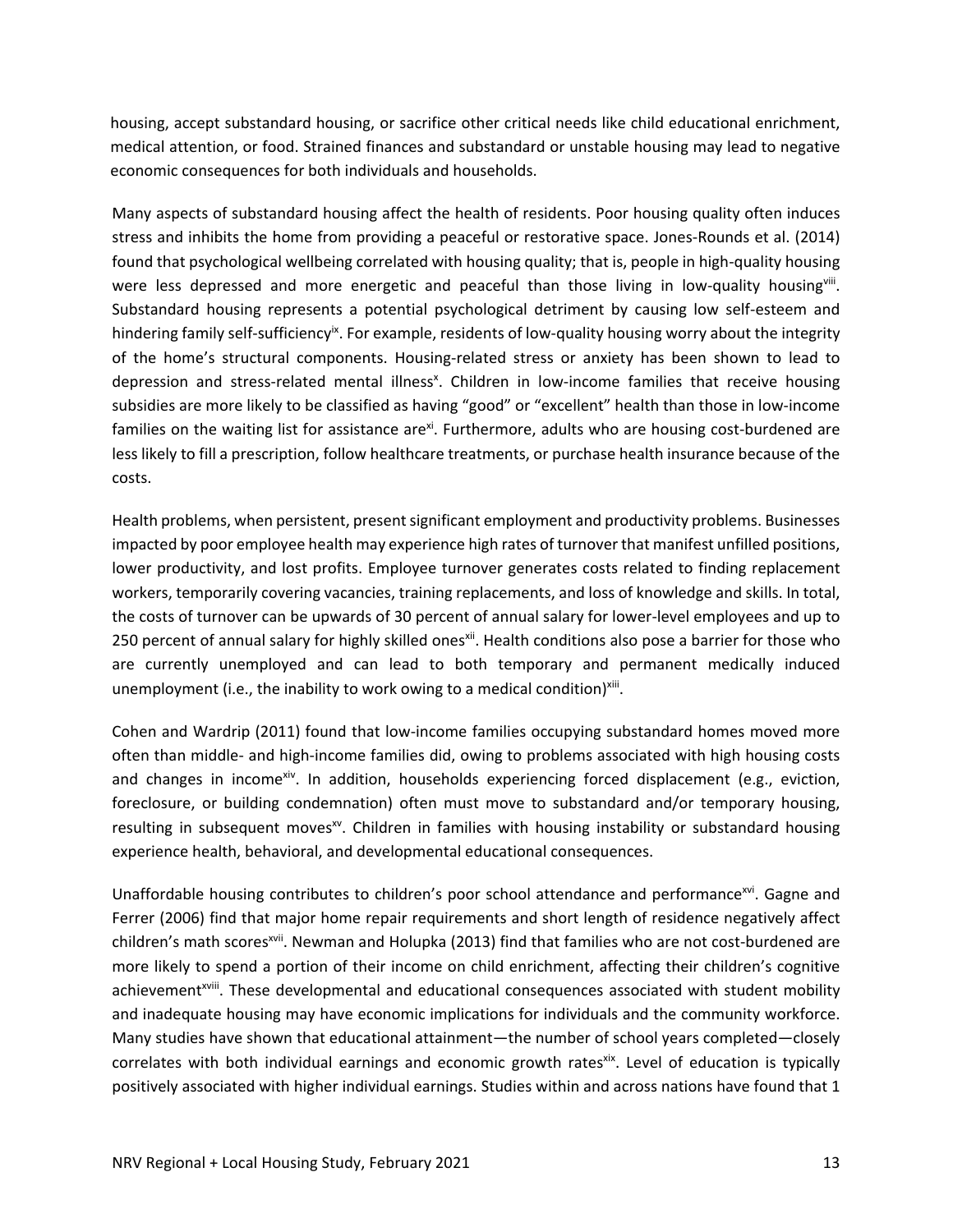housing, accept substandard housing, or sacrifice other critical needs like child educational enrichment, medical attention, or food. Strained finances and substandard or unstable housing may lead to negative economic consequences for both individuals and households.

Many aspects of substandard housing affect the health of residents. Poor housing quality often induces stress and inhibits the home from providing a peaceful or restorative space. Jones-Rounds et al. (2014) found that psychological wellbeing correlated with housing quality; that is, people in high-quality housing were less depressed and more energetic and peaceful than those living in low-quality housing[viii]. Substandard housing represents a potential psychological detriment by causing low self-esteem and hindering family self-sufficiency[ix]. For example, residents of low-quality housing worry about the integrity of the home's structural components. Housing-related stress or anxiety has been shown to lead to depression and stress-related mental illness[x]. Children in low-income families that receive housing subsidies are more likely to be classified as having "good" or "excellent" health than those in low-income families on the waiting list for assistance are[xi]. Furthermore, adults who are housing cost-burdened are less likely to fill a prescription, follow healthcare treatments, or purchase health insurance because of the costs.

Health problems, when persistent, present significant employment and productivity problems. Businesses impacted by poor employee health may experience high rates of turnover that manifest unfilled positions, lower productivity, and lost profits. Employee turnover generates costs related to finding replacement workers, temporarily covering vacancies, training replacements, and loss of knowledge and skills. In total, the costs of turnover can be upwards of 30 percent of annual salary for lower-level employees and up to 250 percent of annual salary for highly skilled ones[xii]. Health conditions also pose a barrier for those who are currently unemployed and can lead to both temporary and permanent medically induced unemployment (i.e., the inability to work owing to a medical condition)[xiii].

Cohen and Wardrip (2011) found that low-income families occupying substandard homes moved more often than middle- and high-income families did, owing to problems associated with high housing costs and changes in income[xiv]. In addition, households experiencing forced displacement (e.g., eviction, foreclosure, or building condemnation) often must move to substandard and/or temporary housing, resulting in subsequent moves[xv]. Children in families with housing instability or substandard housing experience health, behavioral, and developmental educational consequences.

Unaffordable housing contributes to children's poor school attendance and performance[xvi]. Gagne and Ferrer (2006) find that major home repair requirements and short length of residence negatively affect children's math scores[xvii]. Newman and Holupka (2013) find that families who are not cost-burdened are more likely to spend a portion of their income on child enrichment, affecting their children's cognitive achievement[xviii]. These developmental and educational consequences associated with student mobility and inadequate housing may have economic implications for individuals and the community workforce. Many studies have shown that educational attainment—the number of school years completed—closely correlates with both individual earnings and economic growth rates[xix]. Level of education is typically positively associated with higher individual earnings. Studies within and across nations have found that 1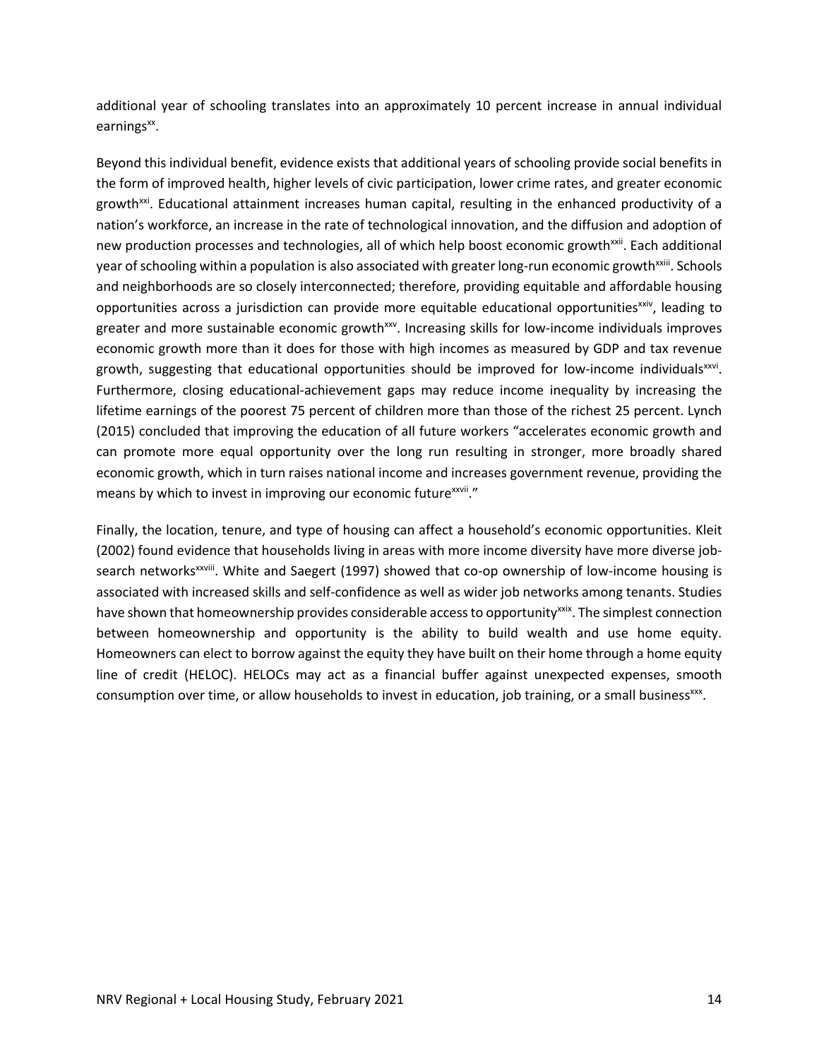additional year of schooling translates into an approximately 10 percent increase in annual individual earnings[xx].

Beyond this individual benefit, evidence exists that additional years of schooling provide social benefits in the form of improved health, higher levels of civic participation, lower crime rates, and greater economic growth[xxi]. Educational attainment increases human capital, resulting in the enhanced productivity of a nation's workforce, an increase in the rate of technological innovation, and the diffusion and adoption of new production processes and technologies, all of which help boost economic growth[xxii]. Each additional year of schooling within a population is also associated with greater long-run economic growth[xxiii]. Schools and neighborhoods are so closely interconnected; therefore, providing equitable and affordable housing opportunities across a jurisdiction can provide more equitable educational opportunities[xxiv], leading to greater and more sustainable economic growth[xxv]. Increasing skills for low-income individuals improves economic growth more than it does for those with high incomes as measured by GDP and tax revenue growth, suggesting that educational opportunities should be improved for low-income individuals[xxvi]. Furthermore, closing educational-achievement gaps may reduce income inequality by increasing the lifetime earnings of the poorest 75 percent of children more than those of the richest 25 percent. Lynch (2015) concluded that improving the education of all future workers "accelerates economic growth and can promote more equal opportunity over the long run resulting in stronger, more broadly shared economic growth, which in turn raises national income and increases government revenue, providing the means by which to invest in improving our economic future[xxvii]."

Finally, the location, tenure, and type of housing can affect a household's economic opportunities. Kleit (2002) found evidence that households living in areas with more income diversity have more diverse job-search networks[xxviii]. White and Saegert (1997) showed that co-op ownership of low-income housing is associated with increased skills and self-confidence as well as wider job networks among tenants. Studies have shown that homeownership provides considerable access to opportunity[xxix]. The simplest connection between homeownership and opportunity is the ability to build wealth and use home equity. Homeowners can elect to borrow against the equity they have built on their home through a home equity line of credit (HELOC). HELOCs may act as a financial buffer against unexpected expenses, smooth consumption over time, or allow households to invest in education, job training, or a small business[xxx].